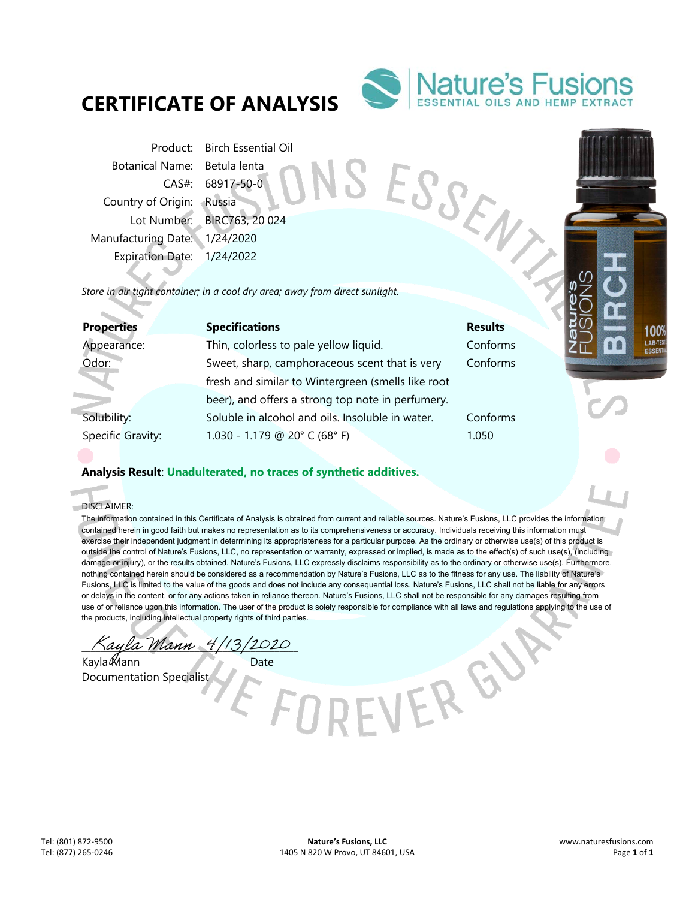# CERTIFICATE OF ANALYSIS

Nature's Fusions
ESSENTIAL OILS AND HEMP EXTRACT

| | |
|---|---|
| Product: | Birch Essential Oil |
| Botanical Name: | Betula lenta |
| CAS#: | 68917-50-0 |
| Country of Origin: | Russia |
| Lot Number: | BIRC763, 20 024 |
| Manufacturing Date: | 1/24/2020 |
| Expiration Date: | 1/24/2022 |

*Store in air tight container; in a cool dry area; away from direct sunlight.*

| **Properties** | **Specifications** | **Results** |
|---|---|---|
| Appearance: | Thin, colorless to pale yellow liquid. | Conforms |
| Odor: | Sweet, sharp, camphoraceous scent that is very fresh and similar to Wintergreen (smells like root beer), and offers a strong top note in perfumery. | Conforms |
| Solubility: | Soluble in alcohol and oils. Insoluble in water. | Conforms |
| Specific Gravity: | 1.030 - 1.179 @ 20° C (68° F) | 1.050 |

**Analysis Result**: **Unadulterated, no traces of synthetic additives.**

DISCLAIMER:
The information contained in this Certificate of Analysis is obtained from current and reliable sources. Nature's Fusions, LLC provides the information contained herein in good faith but makes no representation as to its comprehensiveness or accuracy. Individuals receiving this information must exercise their independent judgment in determining its appropriateness for a particular purpose. As the ordinary or otherwise use(s) of this product is outside the control of Nature's Fusions, LLC, no representation or warranty, expressed or implied, is made as to the effect(s) of such use(s), (including damage or injury), or the results obtained. Nature's Fusions, LLC expressly disclaims responsibility as to the ordinary or otherwise use(s). Furthermore, nothing contained herein should be considered as a recommendation by Nature's Fusions, LLC as to the fitness for any use. The liability of Nature's Fusions, LLC is limited to the value of the goods and does not include any consequential loss. Nature's Fusions, LLC shall not be liable for any errors or delays in the content, or for any actions taken in reliance thereon. Nature's Fusions, LLC shall not be responsible for any damages resulting from use of or reliance upon this information. The user of the product is solely responsible for compliance with all laws and regulations applying to the use of the products, including intellectual property rights of third parties.

*Kayla Mann* 4/13/2020

Kayla Mann — Date
Documentation Specialist

Tel: (801) 872-9500
Tel: (877) 265-0246

**Nature's Fusions, LLC**
1405 N 820 W Provo, UT 84601, USA

www.naturesfusions.com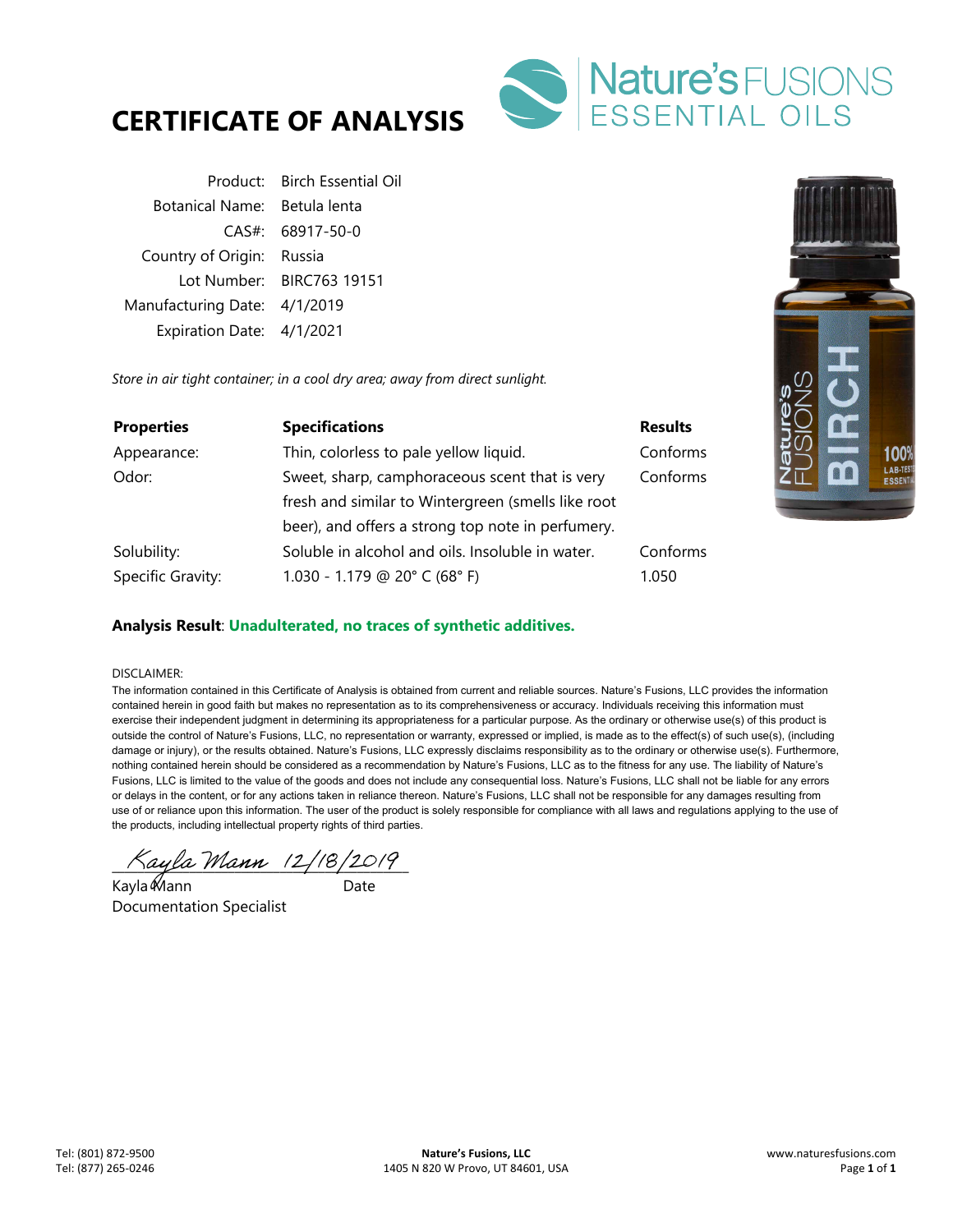# CERTIFICATE OF ANALYSIS

Nature's FUSIONS ESSENTIAL OILS

| | |
|---|---|
| Product: | Birch Essential Oil |
| Botanical Name: | Betula lenta |
| CAS#: | 68917-50-0 |
| Country of Origin: | Russia |
| Lot Number: | BIRC763 19151 |
| Manufacturing Date: | 4/1/2019 |
| Expiration Date: | 4/1/2021 |

*Store in air tight container; in a cool dry area; away from direct sunlight.*

| **Properties** | **Specifications** | **Results** |
|---|---|---|
| Appearance: | Thin, colorless to pale yellow liquid. | Conforms |
| Odor: | Sweet, sharp, camphoraceous scent that is very fresh and similar to Wintergreen (smells like root beer), and offers a strong top note in perfumery. | Conforms |
| Solubility: | Soluble in alcohol and oils. Insoluble in water. | Conforms |
| Specific Gravity: | 1.030 - 1.179 @ 20° C (68° F) | 1.050 |

**Analysis Result**: **Unadulterated, no traces of synthetic additives.**

DISCLAIMER:
The information contained in this Certificate of Analysis is obtained from current and reliable sources. Nature's Fusions, LLC provides the information contained herein in good faith but makes no representation as to its comprehensiveness or accuracy. Individuals receiving this information must exercise their independent judgment in determining its appropriateness for a particular purpose. As the ordinary or otherwise use(s) of this product is outside the control of Nature's Fusions, LLC, no representation or warranty, expressed or implied, is made as to the effect(s) of such use(s), (including damage or injury), or the results obtained. Nature's Fusions, LLC expressly disclaims responsibility as to the ordinary or otherwise use(s). Furthermore, nothing contained herein should be considered as a recommendation by Nature's Fusions, LLC as to the fitness for any use. The liability of Nature's Fusions, LLC is limited to the value of the goods and does not include any consequential loss. Nature's Fusions, LLC shall not be liable for any errors or delays in the content, or for any actions taken in reliance thereon. Nature's Fusions, LLC shall not be responsible for any damages resulting from use of or reliance upon this information. The user of the product is solely responsible for compliance with all laws and regulations applying to the use of the products, including intellectual property rights of third parties.

*Kayla Mann* 12/18/2019

Kayla Mann — Date
Documentation Specialist

Tel: (801) 872-9500
Tel: (877) 265-0246

**Nature's Fusions, LLC**
1405 N 820 W Provo, UT 84601, USA

www.naturesfusions.com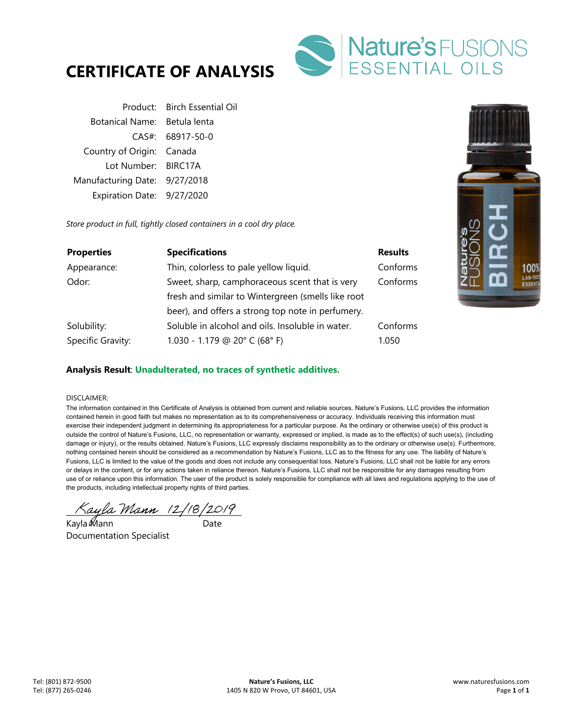# CERTIFICATE OF ANALYSIS

Nature's FUSIONS ESSENTIAL OILS

| | |
|---|---|
| Product: | Birch Essential Oil |
| Botanical Name: | Betula lenta |
| CAS#: | 68917-50-0 |
| Country of Origin: | Canada |
| Lot Number: | BIRC17A |
| Manufacturing Date: | 9/27/2018 |
| Expiration Date: | 9/27/2020 |

*Store product in full, tightly closed containers in a cool dry place.*

| Properties | Specifications | Results |
|---|---|---|
| Appearance: | Thin, colorless to pale yellow liquid. | Conforms |
| Odor: | Sweet, sharp, camphoraceous scent that is very fresh and similar to Wintergreen (smells like root beer), and offers a strong top note in perfumery. | Conforms |
| Solubility: | Soluble in alcohol and oils. Insoluble in water. | Conforms |
| Specific Gravity: | 1.030 - 1.179 @ 20° C (68° F) | 1.050 |

**Analysis Result**: **Unadulterated, no traces of synthetic additives.**

DISCLAIMER:

The information contained in this Certificate of Analysis is obtained from current and reliable sources. Nature's Fusions, LLC provides the information contained herein in good faith but makes no representation as to its comprehensiveness or accuracy. Individuals receiving this information must exercise their independent judgment in determining its appropriateness for a particular purpose. As the ordinary or otherwise use(s) of this product is outside the control of Nature's Fusions, LLC, no representation or warranty, expressed or implied, is made as to the effect(s) of such use(s), (including damage or injury), or the results obtained. Nature's Fusions, LLC expressly disclaims responsibility as to the ordinary or otherwise use(s). Furthermore, nothing contained herein should be considered as a recommendation by Nature's Fusions, LLC as to the fitness for any use. The liability of Nature's Fusions, LLC is limited to the value of the goods and does not include any consequential loss. Nature's Fusions, LLC shall not be liable for any errors or delays in the content, or for any actions taken in reliance thereon. Nature's Fusions, LLC shall not be responsible for any damages resulting from use of or reliance upon this information. The user of the product is solely responsible for compliance with all laws and regulations applying to the use of the products, including intellectual property rights of third parties.

*Kayla Mann 12/18/2019*

Kayla Mann — Date

Documentation Specialist

Tel: (801) 872-9500
Tel: (877) 265-0246

**Nature's Fusions, LLC**
1405 N 820 W Provo, UT 84601, USA

www.naturesfusions.com